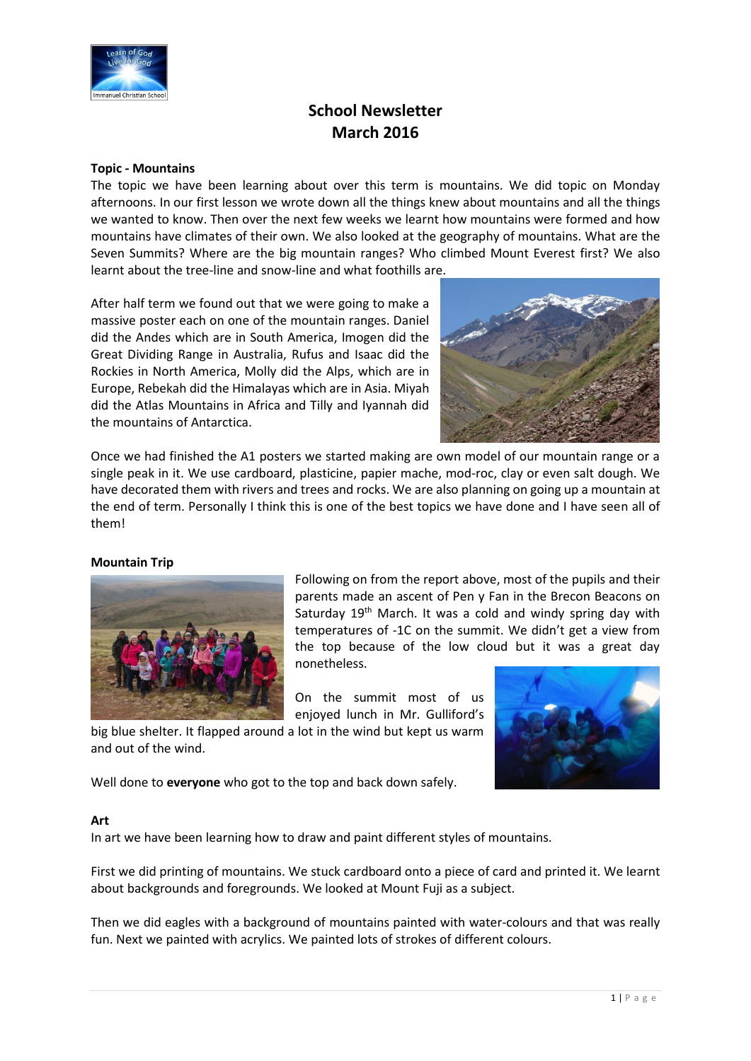# School Newsletter
## March 2016

**Topic - Mountains**

The topic we have been learning about over this term is mountains. We did topic on Monday afternoons. In our first lesson we wrote down all the things knew about mountains and all the things we wanted to know. Then over the next few weeks we learnt how mountains were formed and how mountains have climates of their own. We also looked at the geography of mountains. What are the Seven Summits? Where are the big mountain ranges? Who climbed Mount Everest first? We also learnt about the tree-line and snow-line and what foothills are.

After half term we found out that we were going to make a massive poster each on one of the mountain ranges. Daniel did the Andes which are in South America, Imogen did the Great Dividing Range in Australia, Rufus and Isaac did the Rockies in North America, Molly did the Alps, which are in Europe, Rebekah did the Himalayas which are in Asia. Miyah did the Atlas Mountains in Africa and Tilly and Iyannah did the mountains of Antarctica.

Once we had finished the A1 posters we started making are own model of our mountain range or a single peak in it. We use cardboard, plasticine, papier mache, mod-roc, clay or even salt dough. We have decorated them with rivers and trees and rocks. We are also planning on going up a mountain at the end of term. Personally I think this is one of the best topics we have done and I have seen all of them!

**Mountain Trip**

Following on from the report above, most of the pupils and their parents made an ascent of Pen y Fan in the Brecon Beacons on Saturday 19th March. It was a cold and windy spring day with temperatures of -1C on the summit. We didn't get a view from the top because of the low cloud but it was a great day nonetheless.

On the summit most of us enjoyed lunch in Mr. Gulliford's big blue shelter. It flapped around a lot in the wind but kept us warm and out of the wind.

Well done to **everyone** who got to the top and back down safely.

**Art**

In art we have been learning how to draw and paint different styles of mountains.

First we did printing of mountains. We stuck cardboard onto a piece of card and printed it. We learnt about backgrounds and foregrounds. We looked at Mount Fuji as a subject.

Then we did eagles with a background of mountains painted with water-colours and that was really fun. Next we painted with acrylics. We painted lots of strokes of different colours.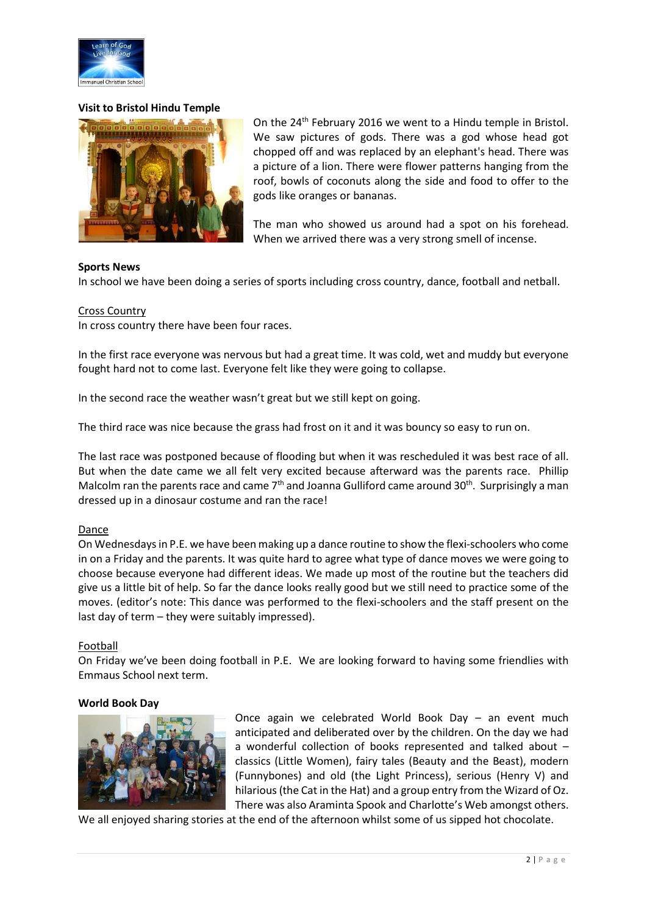### Visit to Bristol Hindu Temple

On the 24th February 2016 we went to a Hindu temple in Bristol. We saw pictures of gods. There was a god whose head got chopped off and was replaced by an elephant's head. There was a picture of a lion. There were flower patterns hanging from the roof, bowls of coconuts along the side and food to offer to the gods like oranges or bananas.

The man who showed us around had a spot on his forehead. When we arrived there was a very strong smell of incense.

### Sports News

In school we have been doing a series of sports including cross country, dance, football and netball.

#### Cross Country

In cross country there have been four races.

In the first race everyone was nervous but had a great time. It was cold, wet and muddy but everyone fought hard not to come last. Everyone felt like they were going to collapse.

In the second race the weather wasn't great but we still kept on going.

The third race was nice because the grass had frost on it and it was bouncy so easy to run on.

The last race was postponed because of flooding but when it was rescheduled it was best race of all. But when the date came we all felt very excited because afterward was the parents race. Phillip Malcolm ran the parents race and came 7th and Joanna Gulliford came around 30th. Surprisingly a man dressed up in a dinosaur costume and ran the race!

#### Dance

On Wednesdays in P.E. we have been making up a dance routine to show the flexi-schoolers who come in on a Friday and the parents. It was quite hard to agree what type of dance moves we were going to choose because everyone had different ideas. We made up most of the routine but the teachers did give us a little bit of help. So far the dance looks really good but we still need to practice some of the moves. (editor's note: This dance was performed to the flexi-schoolers and the staff present on the last day of term – they were suitably impressed).

#### Football

On Friday we've been doing football in P.E. We are looking forward to having some friendlies with Emmaus School next term.

### World Book Day

Once again we celebrated World Book Day – an event much anticipated and deliberated over by the children. On the day we had a wonderful collection of books represented and talked about – classics (Little Women), fairy tales (Beauty and the Beast), modern (Funnybones) and old (the Light Princess), serious (Henry V) and hilarious (the Cat in the Hat) and a group entry from the Wizard of Oz. There was also Araminta Spook and Charlotte's Web amongst others. We all enjoyed sharing stories at the end of the afternoon whilst some of us sipped hot chocolate.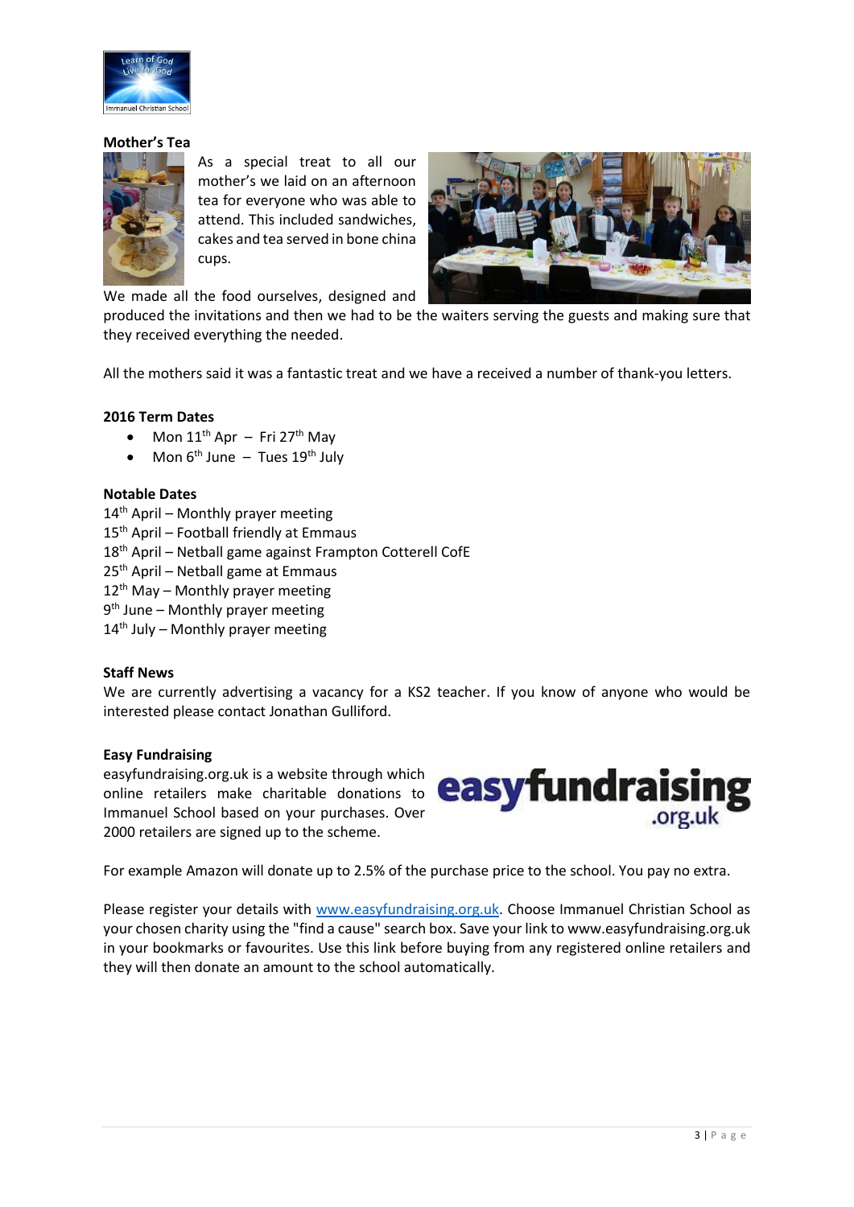## Mother's Tea

As a special treat to all our mother's we laid on an afternoon tea for everyone who was able to attend. This included sandwiches, cakes and tea served in bone china cups.

We made all the food ourselves, designed and produced the invitations and then we had to be the waiters serving the guests and making sure that they received everything the needed.

All the mothers said it was a fantastic treat and we have a received a number of thank-you letters.

## 2016 Term Dates

- Mon 11th Apr – Fri 27th May
- Mon 6th June – Tues 19th July

## Notable Dates

14th April – Monthly prayer meeting
15th April – Football friendly at Emmaus
18th April – Netball game against Frampton Cotterell CofE
25th April – Netball game at Emmaus
12th May – Monthly prayer meeting
9th June – Monthly prayer meeting
14th July – Monthly prayer meeting

## Staff News

We are currently advertising a vacancy for a KS2 teacher. If you know of anyone who would be interested please contact Jonathan Gulliford.

## Easy Fundraising

easyfundraising.org.uk is a website through which online retailers make charitable donations to Immanuel School based on your purchases. Over 2000 retailers are signed up to the scheme.

For example Amazon will donate up to 2.5% of the purchase price to the school. You pay no extra.

Please register your details with [www.easyfundraising.org.uk](http://www.easyfundraising.org.uk). Choose Immanuel Christian School as your chosen charity using the "find a cause" search box. Save your link to www.easyfundraising.org.uk in your bookmarks or favourites. Use this link before buying from any registered online retailers and they will then donate an amount to the school automatically.